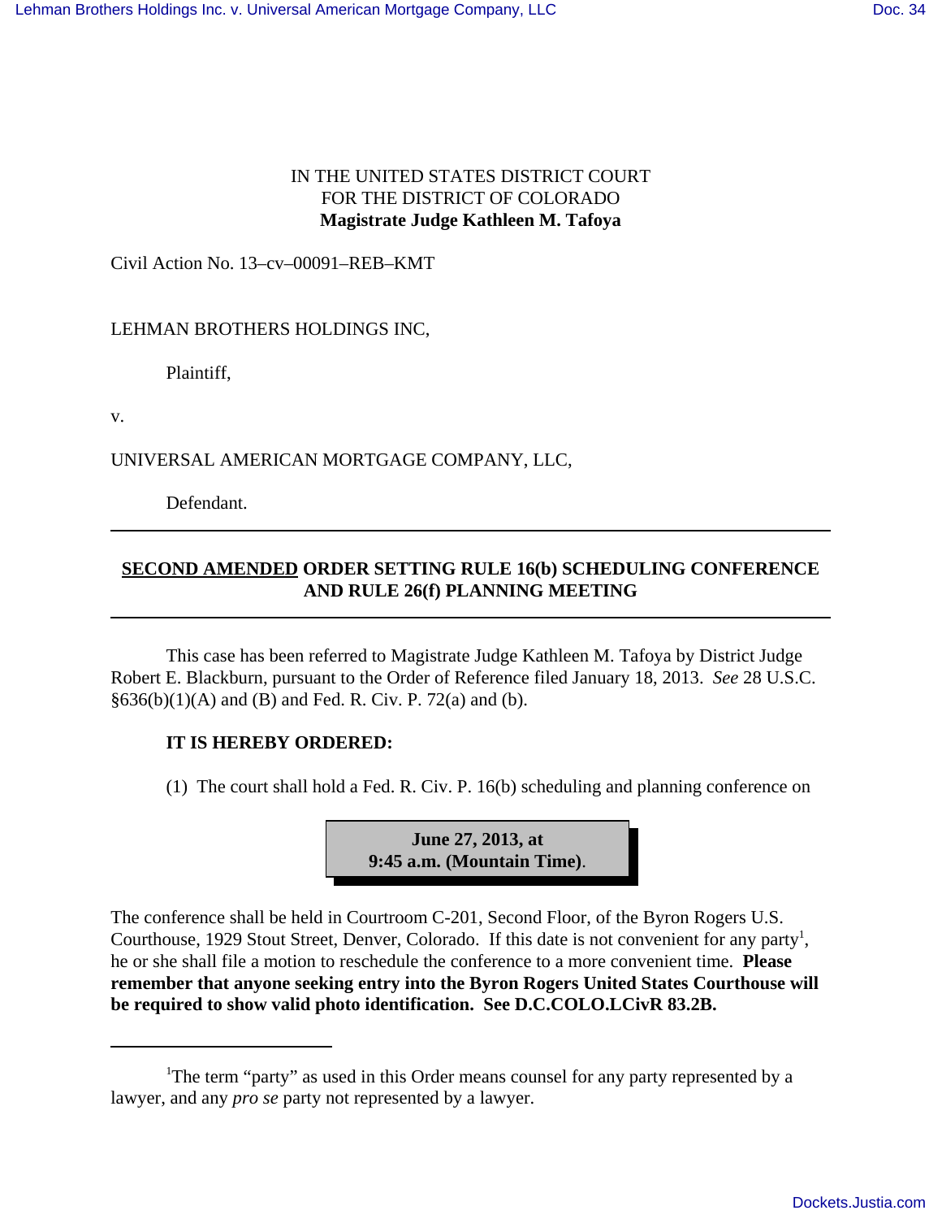IN THE UNITED STATES DISTRICT COURT
FOR THE DISTRICT OF COLORADO
**Magistrate Judge Kathleen M. Tafoya**

Civil Action No. 13–cv–00091–REB–KMT

LEHMAN BROTHERS HOLDINGS INC,

Plaintiff,

v.

UNIVERSAL AMERICAN MORTGAGE COMPANY, LLC,

Defendant.

---

## <u>SECOND AMENDED</u> ORDER SETTING RULE 16(b) SCHEDULING CONFERENCE AND RULE 26(f) PLANNING MEETING

---

This case has been referred to Magistrate Judge Kathleen M. Tafoya by District Judge Robert E. Blackburn, pursuant to the Order of Reference filed January 18, 2013. *See* 28 U.S.C. §636(b)(1)(A) and (B) and Fed. R. Civ. P. 72(a) and (b).

**IT IS HEREBY ORDERED:**

(1) The court shall hold a Fed. R. Civ. P. 16(b) scheduling and planning conference on

**June 27, 2013, at 9:45 a.m. (Mountain Time)**.

The conference shall be held in Courtroom C-201, Second Floor, of the Byron Rogers U.S. Courthouse, 1929 Stout Street, Denver, Colorado. If this date is not convenient for any party[1], he or she shall file a motion to reschedule the conference to a more convenient time. **Please remember that anyone seeking entry into the Byron Rogers United States Courthouse will be required to show valid photo identification. See D.C.COLO.LCivR 83.2B.**

---

[1]The term "party" as used in this Order means counsel for any party represented by a lawyer, and any *pro se* party not represented by a lawyer.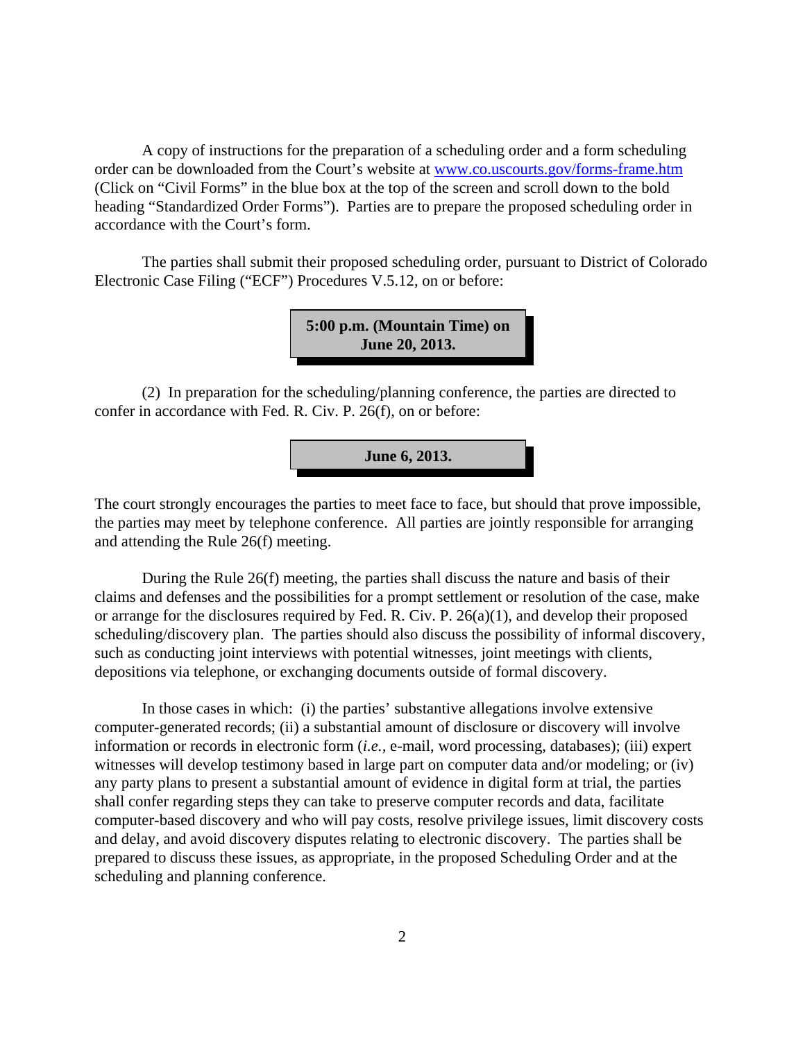A copy of instructions for the preparation of a scheduling order and a form scheduling order can be downloaded from the Court's website at [www.co.uscourts.gov/forms-frame.htm](http://www.co.uscourts.gov/forms-frame.htm) (Click on "Civil Forms" in the blue box at the top of the screen and scroll down to the bold heading "Standardized Order Forms"). Parties are to prepare the proposed scheduling order in accordance with the Court's form.

The parties shall submit their proposed scheduling order, pursuant to District of Colorado Electronic Case Filing ("ECF") Procedures V.5.12, on or before:

**5:00 p.m. (Mountain Time) on June 20, 2013.**

(2) In preparation for the scheduling/planning conference, the parties are directed to confer in accordance with Fed. R. Civ. P. 26(f), on or before:

**June 6, 2013.**

The court strongly encourages the parties to meet face to face, but should that prove impossible, the parties may meet by telephone conference. All parties are jointly responsible for arranging and attending the Rule 26(f) meeting.

During the Rule 26(f) meeting, the parties shall discuss the nature and basis of their claims and defenses and the possibilities for a prompt settlement or resolution of the case, make or arrange for the disclosures required by Fed. R. Civ. P. 26(a)(1), and develop their proposed scheduling/discovery plan. The parties should also discuss the possibility of informal discovery, such as conducting joint interviews with potential witnesses, joint meetings with clients, depositions via telephone, or exchanging documents outside of formal discovery.

In those cases in which: (i) the parties' substantive allegations involve extensive computer-generated records; (ii) a substantial amount of disclosure or discovery will involve information or records in electronic form (*i.e.,* e-mail, word processing, databases); (iii) expert witnesses will develop testimony based in large part on computer data and/or modeling; or (iv) any party plans to present a substantial amount of evidence in digital form at trial, the parties shall confer regarding steps they can take to preserve computer records and data, facilitate computer-based discovery and who will pay costs, resolve privilege issues, limit discovery costs and delay, and avoid discovery disputes relating to electronic discovery. The parties shall be prepared to discuss these issues, as appropriate, in the proposed Scheduling Order and at the scheduling and planning conference.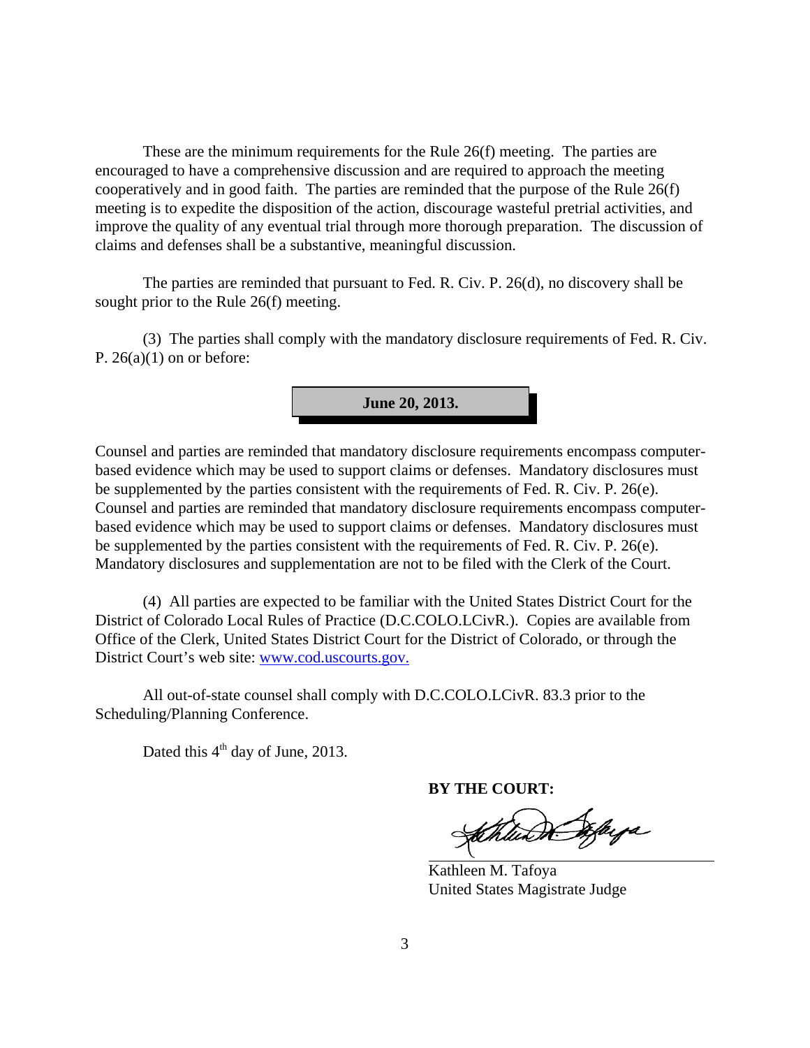These are the minimum requirements for the Rule 26(f) meeting. The parties are encouraged to have a comprehensive discussion and are required to approach the meeting cooperatively and in good faith. The parties are reminded that the purpose of the Rule 26(f) meeting is to expedite the disposition of the action, discourage wasteful pretrial activities, and improve the quality of any eventual trial through more thorough preparation. The discussion of claims and defenses shall be a substantive, meaningful discussion.

The parties are reminded that pursuant to Fed. R. Civ. P. 26(d), no discovery shall be sought prior to the Rule 26(f) meeting.

(3) The parties shall comply with the mandatory disclosure requirements of Fed. R. Civ. P. 26(a)(1) on or before:

**June 20, 2013.**

Counsel and parties are reminded that mandatory disclosure requirements encompass computer-based evidence which may be used to support claims or defenses. Mandatory disclosures must be supplemented by the parties consistent with the requirements of Fed. R. Civ. P. 26(e). Counsel and parties are reminded that mandatory disclosure requirements encompass computer-based evidence which may be used to support claims or defenses. Mandatory disclosures must be supplemented by the parties consistent with the requirements of Fed. R. Civ. P. 26(e). Mandatory disclosures and supplementation are not to be filed with the Clerk of the Court.

(4) All parties are expected to be familiar with the United States District Court for the District of Colorado Local Rules of Practice (D.C.COLO.LCivR.). Copies are available from Office of the Clerk, United States District Court for the District of Colorado, or through the District Court's web site: www.cod.uscourts.gov.

All out-of-state counsel shall comply with D.C.COLO.LCivR. 83.3 prior to the Scheduling/Planning Conference.

Dated this 4th day of June, 2013.

**BY THE COURT:**

Kathleen M. Tafoya
United States Magistrate Judge